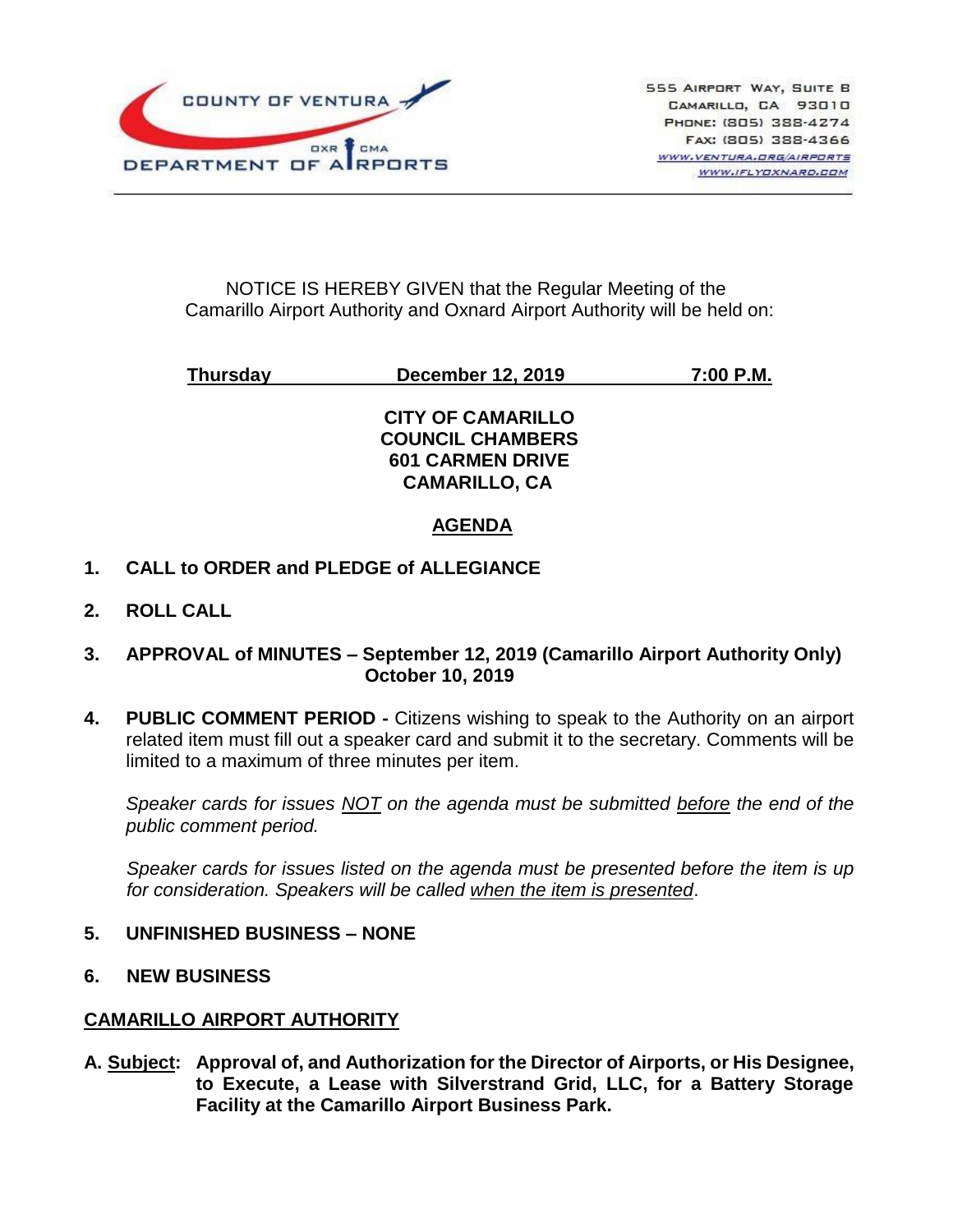COUNTY OF VENTURA
DEPARTMENT OF AIRPORTS
OXR CMA

555 Airport Way, Suite B
Camarillo, CA 93010
Phone: (805) 388-4274
Fax: (805) 388-4366
www.ventura.org/airports
www.iflyoxnard.com

NOTICE IS HEREBY GIVEN that the Regular Meeting of the Camarillo Airport Authority and Oxnard Airport Authority will be held on:

**Thursday December 12, 2019 7:00 P.M.**

**CITY OF CAMARILLO**
**COUNCIL CHAMBERS**
**601 CARMEN DRIVE**
**CAMARILLO, CA**

## AGENDA

**1. CALL to ORDER and PLEDGE of ALLEGIANCE**

**2. ROLL CALL**

**3. APPROVAL of MINUTES – September 12, 2019 (Camarillo Airport Authority Only) October 10, 2019**

**4. PUBLIC COMMENT PERIOD -** Citizens wishing to speak to the Authority on an airport related item must fill out a speaker card and submit it to the secretary. Comments will be limited to a maximum of three minutes per item.

*Speaker cards for issues NOT on the agenda must be submitted before the end of the public comment period.*

*Speaker cards for issues listed on the agenda must be presented before the item is up for consideration. Speakers will be called when the item is presented.*

**5. UNFINISHED BUSINESS – NONE**

**6. NEW BUSINESS**

**CAMARILLO AIRPORT AUTHORITY**

**A. Subject: Approval of, and Authorization for the Director of Airports, or His Designee, to Execute, a Lease with Silverstrand Grid, LLC, for a Battery Storage Facility at the Camarillo Airport Business Park.**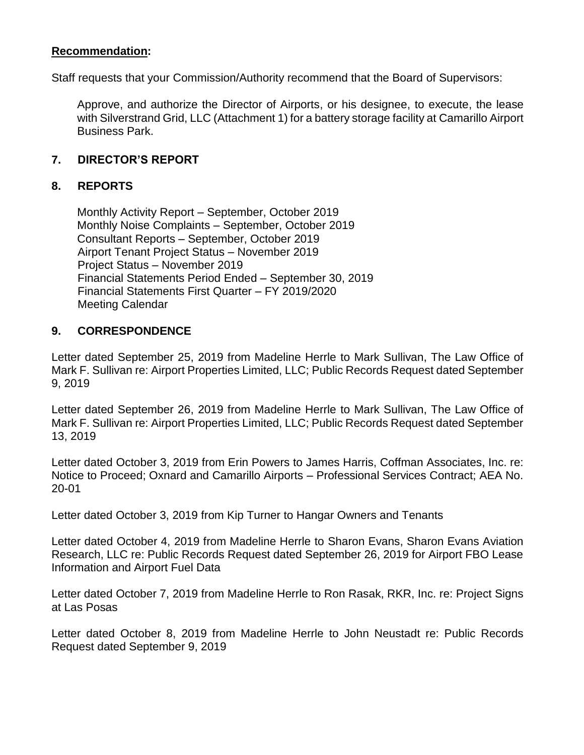**Recommendation:**

Staff requests that your Commission/Authority recommend that the Board of Supervisors:

> Approve, and authorize the Director of Airports, or his designee, to execute, the lease with Silverstrand Grid, LLC (Attachment 1) for a battery storage facility at Camarillo Airport Business Park.

## 7. DIRECTOR'S REPORT

## 8. REPORTS

Monthly Activity Report – September, October 2019
Monthly Noise Complaints – September, October 2019
Consultant Reports – September, October 2019
Airport Tenant Project Status – November 2019
Project Status – November 2019
Financial Statements Period Ended – September 30, 2019
Financial Statements First Quarter – FY 2019/2020
Meeting Calendar

## 9. CORRESPONDENCE

Letter dated September 25, 2019 from Madeline Herrle to Mark Sullivan, The Law Office of Mark F. Sullivan re: Airport Properties Limited, LLC; Public Records Request dated September 9, 2019

Letter dated September 26, 2019 from Madeline Herrle to Mark Sullivan, The Law Office of Mark F. Sullivan re: Airport Properties Limited, LLC; Public Records Request dated September 13, 2019

Letter dated October 3, 2019 from Erin Powers to James Harris, Coffman Associates, Inc. re: Notice to Proceed; Oxnard and Camarillo Airports – Professional Services Contract; AEA No. 20-01

Letter dated October 3, 2019 from Kip Turner to Hangar Owners and Tenants

Letter dated October 4, 2019 from Madeline Herrle to Sharon Evans, Sharon Evans Aviation Research, LLC re: Public Records Request dated September 26, 2019 for Airport FBO Lease Information and Airport Fuel Data

Letter dated October 7, 2019 from Madeline Herrle to Ron Rasak, RKR, Inc. re: Project Signs at Las Posas

Letter dated October 8, 2019 from Madeline Herrle to John Neustadt re: Public Records Request dated September 9, 2019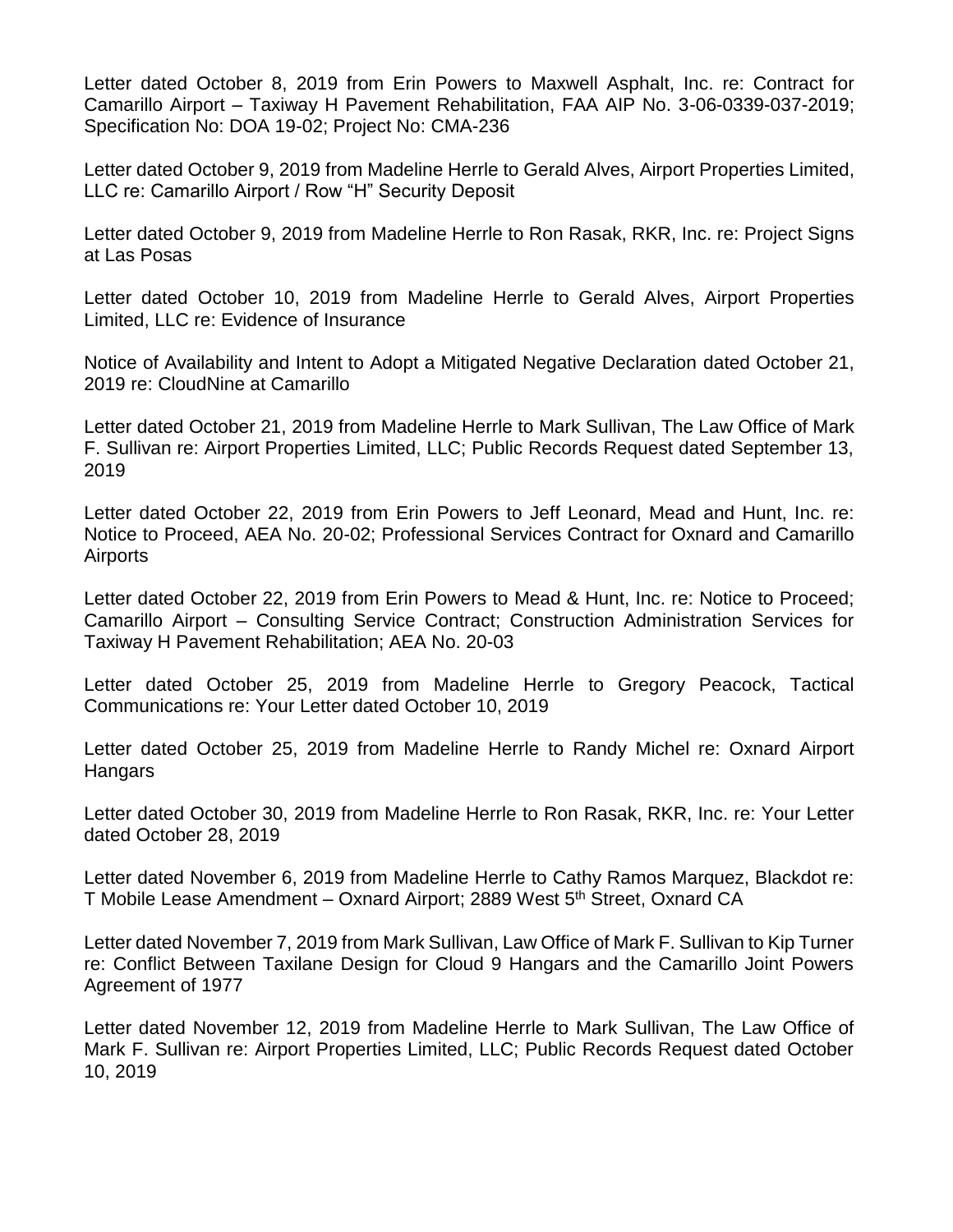Letter dated October 8, 2019 from Erin Powers to Maxwell Asphalt, Inc. re: Contract for Camarillo Airport – Taxiway H Pavement Rehabilitation, FAA AIP No. 3-06-0339-037-2019; Specification No: DOA 19-02; Project No: CMA-236

Letter dated October 9, 2019 from Madeline Herrle to Gerald Alves, Airport Properties Limited, LLC re: Camarillo Airport / Row "H" Security Deposit

Letter dated October 9, 2019 from Madeline Herrle to Ron Rasak, RKR, Inc. re: Project Signs at Las Posas

Letter dated October 10, 2019 from Madeline Herrle to Gerald Alves, Airport Properties Limited, LLC re: Evidence of Insurance

Notice of Availability and Intent to Adopt a Mitigated Negative Declaration dated October 21, 2019 re: CloudNine at Camarillo

Letter dated October 21, 2019 from Madeline Herrle to Mark Sullivan, The Law Office of Mark F. Sullivan re: Airport Properties Limited, LLC; Public Records Request dated September 13, 2019

Letter dated October 22, 2019 from Erin Powers to Jeff Leonard, Mead and Hunt, Inc. re: Notice to Proceed, AEA No. 20-02; Professional Services Contract for Oxnard and Camarillo Airports

Letter dated October 22, 2019 from Erin Powers to Mead & Hunt, Inc. re: Notice to Proceed; Camarillo Airport – Consulting Service Contract; Construction Administration Services for Taxiway H Pavement Rehabilitation; AEA No. 20-03

Letter dated October 25, 2019 from Madeline Herrle to Gregory Peacock, Tactical Communications re: Your Letter dated October 10, 2019

Letter dated October 25, 2019 from Madeline Herrle to Randy Michel re: Oxnard Airport Hangars

Letter dated October 30, 2019 from Madeline Herrle to Ron Rasak, RKR, Inc. re: Your Letter dated October 28, 2019

Letter dated November 6, 2019 from Madeline Herrle to Cathy Ramos Marquez, Blackdot re: T Mobile Lease Amendment – Oxnard Airport; 2889 West 5th Street, Oxnard CA

Letter dated November 7, 2019 from Mark Sullivan, Law Office of Mark F. Sullivan to Kip Turner re: Conflict Between Taxilane Design for Cloud 9 Hangars and the Camarillo Joint Powers Agreement of 1977

Letter dated November 12, 2019 from Madeline Herrle to Mark Sullivan, The Law Office of Mark F. Sullivan re: Airport Properties Limited, LLC; Public Records Request dated October 10, 2019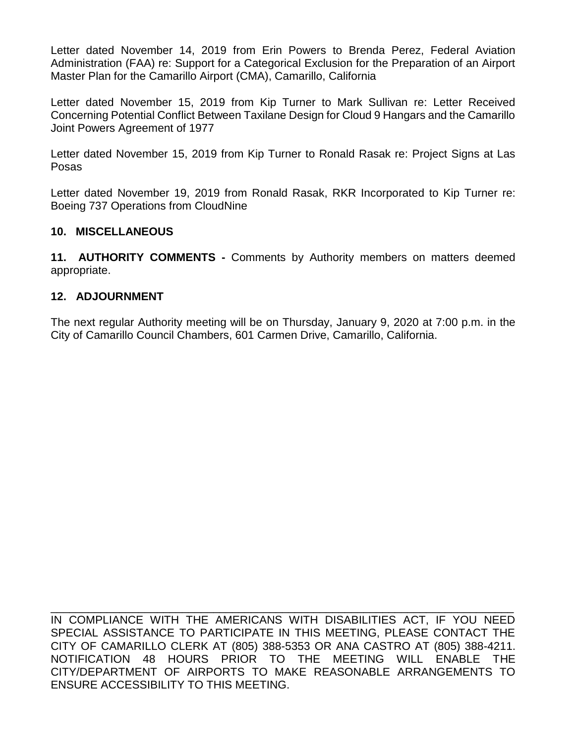Letter dated November 14, 2019 from Erin Powers to Brenda Perez, Federal Aviation Administration (FAA) re: Support for a Categorical Exclusion for the Preparation of an Airport Master Plan for the Camarillo Airport (CMA), Camarillo, California

Letter dated November 15, 2019 from Kip Turner to Mark Sullivan re: Letter Received Concerning Potential Conflict Between Taxilane Design for Cloud 9 Hangars and the Camarillo Joint Powers Agreement of 1977

Letter dated November 15, 2019 from Kip Turner to Ronald Rasak re: Project Signs at Las Posas

Letter dated November 19, 2019 from Ronald Rasak, RKR Incorporated to Kip Turner re: Boeing 737 Operations from CloudNine

**10. MISCELLANEOUS**

**11. AUTHORITY COMMENTS -** Comments by Authority members on matters deemed appropriate.

**12. ADJOURNMENT**

The next regular Authority meeting will be on Thursday, January 9, 2020 at 7:00 p.m. in the City of Camarillo Council Chambers, 601 Carmen Drive, Camarillo, California.

---

IN COMPLIANCE WITH THE AMERICANS WITH DISABILITIES ACT, IF YOU NEED SPECIAL ASSISTANCE TO PARTICIPATE IN THIS MEETING, PLEASE CONTACT THE CITY OF CAMARILLO CLERK AT (805) 388-5353 OR ANA CASTRO AT (805) 388-4211. NOTIFICATION 48 HOURS PRIOR TO THE MEETING WILL ENABLE THE CITY/DEPARTMENT OF AIRPORTS TO MAKE REASONABLE ARRANGEMENTS TO ENSURE ACCESSIBILITY TO THIS MEETING.